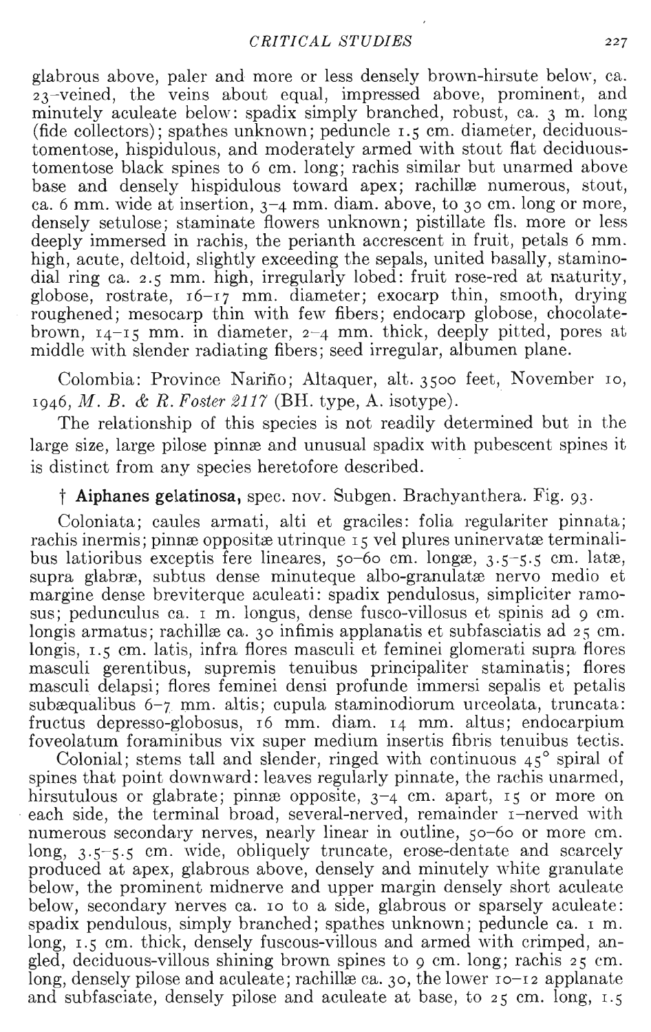glabrous above, paler and more or less densely brown-hirsute below, ca. 23-veined, the veins about equal, impressed above, prominent, and minutely aculeate below: spadix simply branched, robust, ca. 3 m. long (fide collectors); spathes unknown; peduncle 1.5 cm. diameter, deciduous-tomentose, hispidulous, and moderately armed with stout flat deciduous-tomentose black spines to 6 cm. long; rachis similar but unarmed above base and densely hispidulous toward apex; rachillæ numerous, stout, ca. 6 mm. wide at insertion, 3–4 mm. diam. above, to 30 cm. long or more, densely setulose; staminate flowers unknown; pistillate fls. more or less deeply immersed in rachis, the perianth accrescent in fruit, petals 6 mm. high, acute, deltoid, slightly exceeding the sepals, united basally, staminodial ring ca. 2.5 mm. high, irregularly lobed: fruit rose-red at maturity, globose, rostrate, 16–17 mm. diameter; exocarp thin, smooth, drying roughened; mesocarp thin with few fibers; endocarp globose, chocolate-brown, 14–15 mm. in diameter, 2–4 mm. thick, deeply pitted, pores at middle with slender radiating fibers; seed irregular, albumen plane.

Colombia: Province Nariño; Altaquer, alt. 3500 feet, November 10, 1946, *M. B. & R. Foster 2117* (BH. type, A. isotype).

The relationship of this species is not readily determined but in the large size, large pilose pinnæ and unusual spadix with pubescent spines it is distinct from any species heretofore described.

† **Aiphanes gelatinosa,** spec. nov. Subgen. Brachyanthera. Fig. 93.

Coloniata; caules armati, alti et graciles: folia regulariter pinnata; rachis inermis; pinnæ oppositæ utrinque 15 vel plures uninervatæ terminalibus latioribus exceptis fere lineares, 50–60 cm. longæ, 3.5–5.5 cm. latæ, supra glabræ, subtus dense minuteque albo-granulatæ nervo medio et margine dense breviterque aculeati: spadix pendulosus, simpliciter ramosus; pedunculus ca. 1 m. longus, dense fusco-villosus et spinis ad 9 cm. longis armatus; rachillæ ca. 30 infimis applanatis et subfasciatis ad 25 cm. longis, 1.5 cm. latis, infra flores masculi et feminei glomerati supra flores masculi gerentibus, supremis tenuibus principaliter staminatis; flores masculi delapsi; flores feminei densi profunde immersi sepalis et petalis subæqualibus 6–7 mm. altis; cupula staminodiorum urceolata, truncata: fructus depresso-globosus, 16 mm. diam. 14 mm. altus; endocarpium foveolatum foraminibus vix super medium insertis fibris tenuibus tectis.

Colonial; stems tall and slender, ringed with continuous 45° spiral of spines that point downward: leaves regularly pinnate, the rachis unarmed, hirsutulous or glabrate; pinnæ opposite, 3–4 cm. apart, 15 or more on each side, the terminal broad, several-nerved, remainder 1-nerved with numerous secondary nerves, nearly linear in outline, 50–60 or more cm. long, 3.5–5.5 cm. wide, obliquely truncate, erose-dentate and scarcely produced at apex, glabrous above, densely and minutely white granulate below, the prominent midnerve and upper margin densely short aculeate below, secondary nerves ca. 10 to a side, glabrous or sparsely aculeate: spadix pendulous, simply branched; spathes unknown; peduncle ca. 1 m. long, 1.5 cm. thick, densely fuscous-villous and armed with crimped, angled, deciduous-villous shining brown spines to 9 cm. long; rachis 25 cm. long, densely pilose and aculeate; rachillæ ca. 30, the lower 10–12 applanate and subfasciate, densely pilose and aculeate at base, to 25 cm. long, 1.5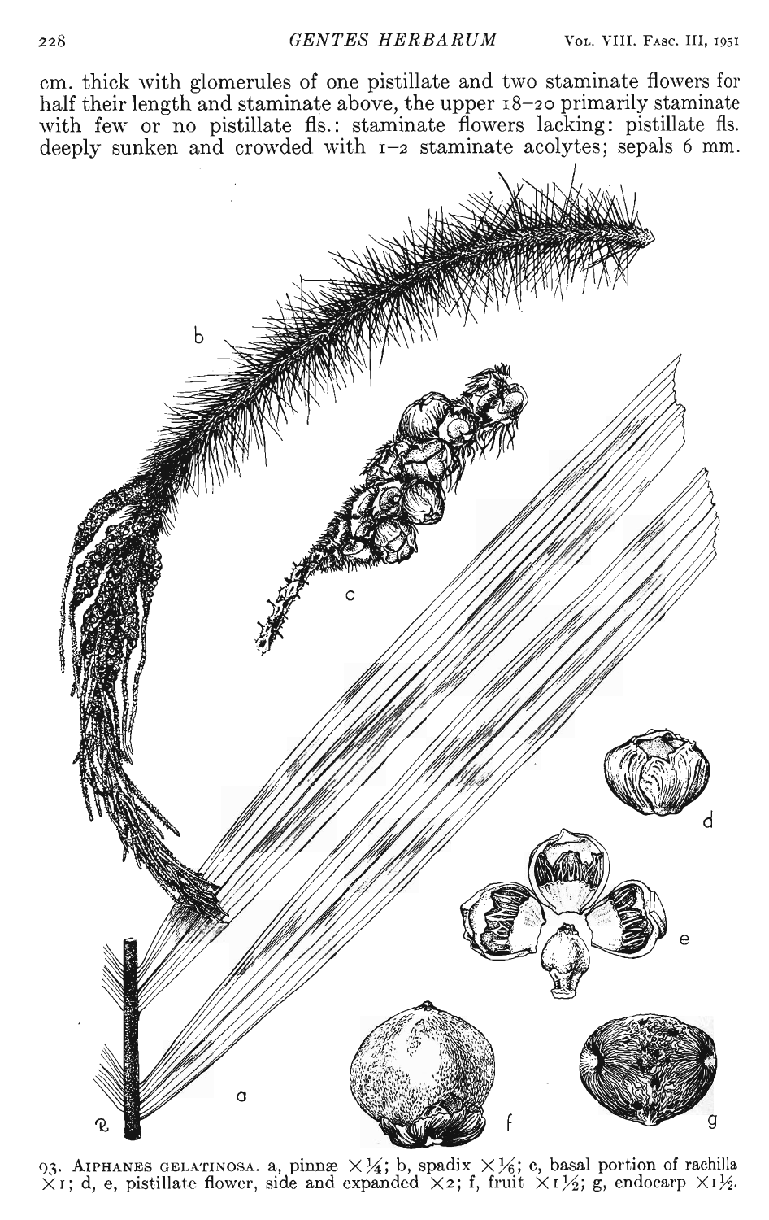cm. thick with glomerules of one pistillate and two staminate flowers for half their length and staminate above, the upper 18–20 primarily staminate with few or no pistillate fls.: staminate flowers lacking: pistillate fls. deeply sunken and crowded with 1–2 staminate acolytes; sepals 6 mm.

93. AIPHANES GELATINOSA. a, pinnæ $\times\frac{1}{4}$; b, spadix $\times\frac{1}{6}$; c, basal portion of rachilla $\times 1$; d, e, pistillate flower, side and expanded $\times 2$; f, fruit $\times 1\frac{1}{2}$; g, endocarp $\times 1\frac{1}{2}$.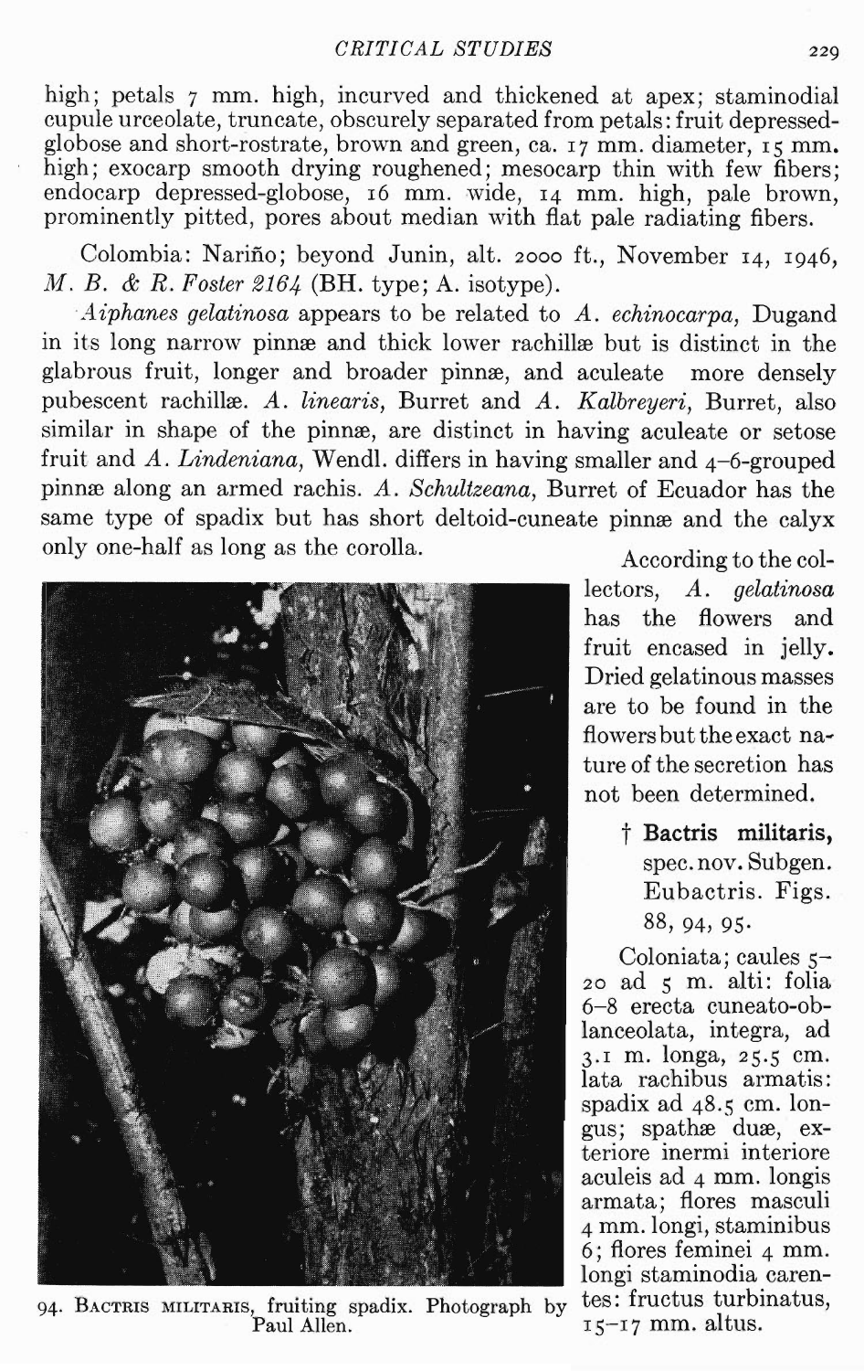high; petals 7 mm. high, incurved and thickened at apex; staminodial cupule urceolate, truncate, obscurely separated from petals: fruit depressed-globose and short-rostrate, brown and green, ca. 17 mm. diameter, 15 mm. high; exocarp smooth drying roughened; mesocarp thin with few fibers; endocarp depressed-globose, 16 mm. wide, 14 mm. high, pale brown, prominently pitted, pores about median with flat pale radiating fibers.

Colombia: Nariño; beyond Junin, alt. 2000 ft., November 14, 1946, *M. B. & R. Foster 2164* (BH. type; A. isotype).

*Aiphanes gelatinosa* appears to be related to *A. echinocarpa*, Dugand in its long narrow pinnæ and thick lower rachillæ but is distinct in the glabrous fruit, longer and broader pinnæ, and aculeate more densely pubescent rachillæ. *A. linearis*, Burret and *A. Kalbreyeri*, Burret, also similar in shape of the pinnæ, are distinct in having aculeate or setose fruit and *A. Lindeniana*, Wendl. differs in having smaller and 4–6-grouped pinnæ along an armed rachis. *A. Schultzeana*, Burret of Ecuador has the same type of spadix but has short deltoid-cuneate pinnæ and the calyx only one-half as long as the corolla.

According to the collectors, *A. gelatinosa* has the flowers and fruit encased in jelly. Dried gelatinous masses are to be found in the flowers but the exact nature of the secretion has not been determined.

† **Bactris militaris,** spec. nov. Subgen. Eubactris. Figs. 88, 94, 95.

Coloniata; caules 5–20 ad 5 m. alti: folia 6–8 erecta cuneato-oblanceolata, integra, ad 3.1 m. longa, 25.5 cm. lata rachibus armatis: spadix ad 48.5 cm. longus; spathæ duæ, exteriore inermi interiore aculeis ad 4 mm. longis armata; flores masculi 4 mm. longi, staminibus 6; flores feminei 4 mm. longi staminodia carentes: fructus turbinatus, 15–17 mm. altus.

94. Bactris militaris, fruiting spadix. Photograph by Paul Allen.